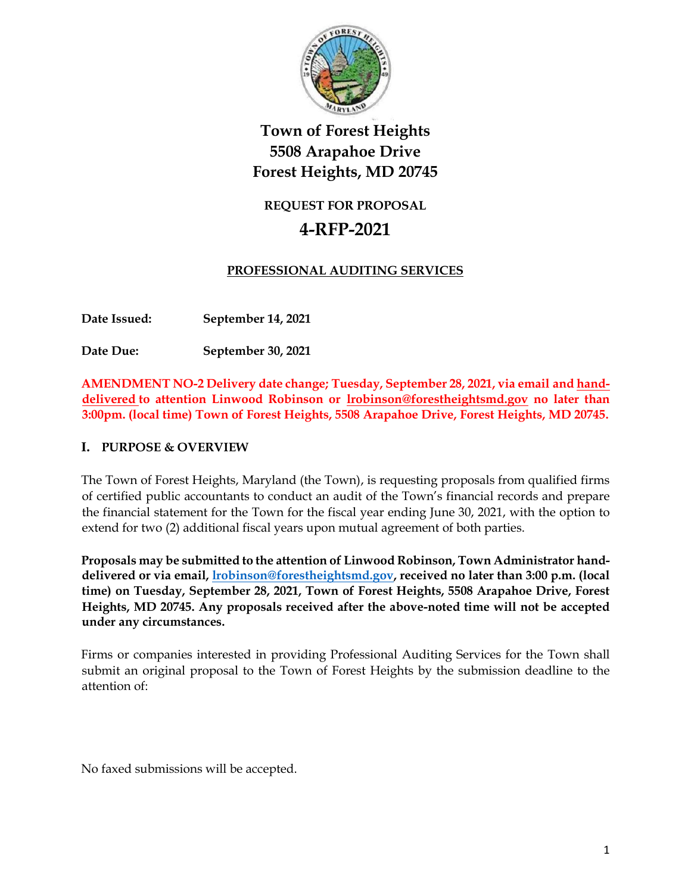# Town of Forest Heights
# 5508 Arapahoe Drive
# Forest Heights, MD 20745

## REQUEST FOR PROPOSAL

## 4-RFP-2021

**PROFESSIONAL AUDITING SERVICES**

**Date Issued:** **September 14, 2021**

**Date Due:** **September 30, 2021**

**AMENDMENT NO-2 Delivery date change; Tuesday, September 28, 2021, via email and hand-delivered to attention Linwood Robinson or lrobinson@forestheightsmd.gov no later than 3:00pm. (local time) Town of Forest Heights, 5508 Arapahoe Drive, Forest Heights, MD 20745.**

## I. PURPOSE & OVERVIEW

The Town of Forest Heights, Maryland (the Town), is requesting proposals from qualified firms of certified public accountants to conduct an audit of the Town's financial records and prepare the financial statement for the Town for the fiscal year ending June 30, 2021, with the option to extend for two (2) additional fiscal years upon mutual agreement of both parties.

**Proposals may be submitted to the attention of Linwood Robinson, Town Administrator hand-delivered or via email, lrobinson@forestheightsmd.gov, received no later than 3:00 p.m. (local time) on Tuesday, September 28, 2021, Town of Forest Heights, 5508 Arapahoe Drive, Forest Heights, MD 20745. Any proposals received after the above-noted time will not be accepted under any circumstances.**

Firms or companies interested in providing Professional Auditing Services for the Town shall submit an original proposal to the Town of Forest Heights by the submission deadline to the attention of:

No faxed submissions will be accepted.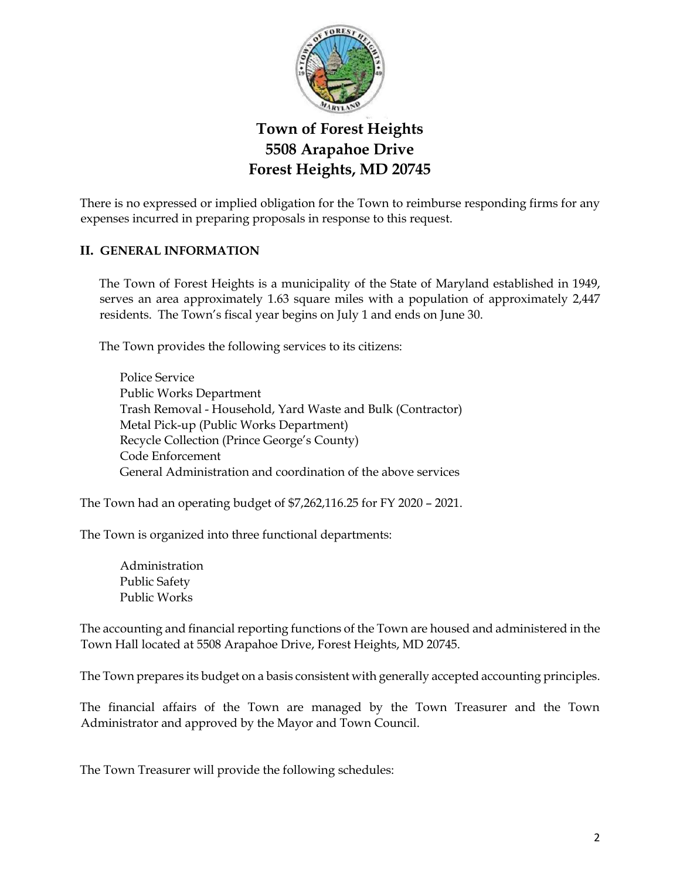**Town of Forest Heights**
**5508 Arapahoe Drive**
**Forest Heights, MD 20745**

There is no expressed or implied obligation for the Town to reimburse responding firms for any expenses incurred in preparing proposals in response to this request.

## II. GENERAL INFORMATION

The Town of Forest Heights is a municipality of the State of Maryland established in 1949, serves an area approximately 1.63 square miles with a population of approximately 2,447 residents. The Town's fiscal year begins on July 1 and ends on June 30.

The Town provides the following services to its citizens:

Police Service
Public Works Department
Trash Removal - Household, Yard Waste and Bulk (Contractor)
Metal Pick-up (Public Works Department)
Recycle Collection (Prince George's County)
Code Enforcement
General Administration and coordination of the above services

The Town had an operating budget of $7,262,116.25 for FY 2020 – 2021.

The Town is organized into three functional departments:

Administration
Public Safety
Public Works

The accounting and financial reporting functions of the Town are housed and administered in the Town Hall located at 5508 Arapahoe Drive, Forest Heights, MD 20745.

The Town prepares its budget on a basis consistent with generally accepted accounting principles.

The financial affairs of the Town are managed by the Town Treasurer and the Town Administrator and approved by the Mayor and Town Council.

The Town Treasurer will provide the following schedules: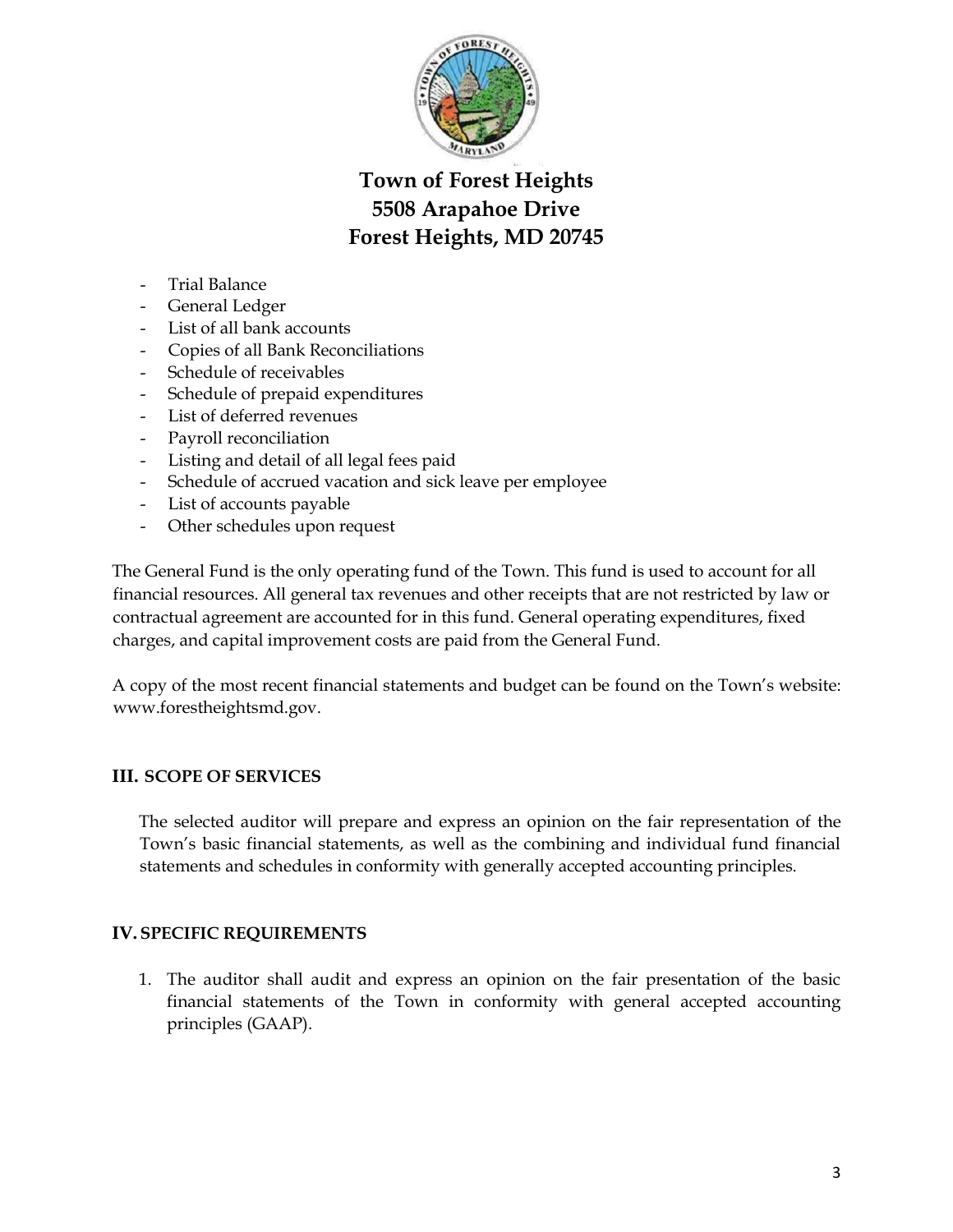- Trial Balance
- General Ledger
- List of all bank accounts
- Copies of all Bank Reconciliations
- Schedule of receivables
- Schedule of prepaid expenditures
- List of deferred revenues
- Payroll reconciliation
- Listing and detail of all legal fees paid
- Schedule of accrued vacation and sick leave per employee
- List of accounts payable
- Other schedules upon request

The General Fund is the only operating fund of the Town. This fund is used to account for all financial resources. All general tax revenues and other receipts that are not restricted by law or contractual agreement are accounted for in this fund. General operating expenditures, fixed charges, and capital improvement costs are paid from the General Fund.

A copy of the most recent financial statements and budget can be found on the Town's website: www.forestheightsmd.gov.

## III. SCOPE OF SERVICES

The selected auditor will prepare and express an opinion on the fair representation of the Town's basic financial statements, as well as the combining and individual fund financial statements and schedules in conformity with generally accepted accounting principles.

## IV. SPECIFIC REQUIREMENTS

1. The auditor shall audit and express an opinion on the fair presentation of the basic financial statements of the Town in conformity with general accepted accounting principles (GAAP).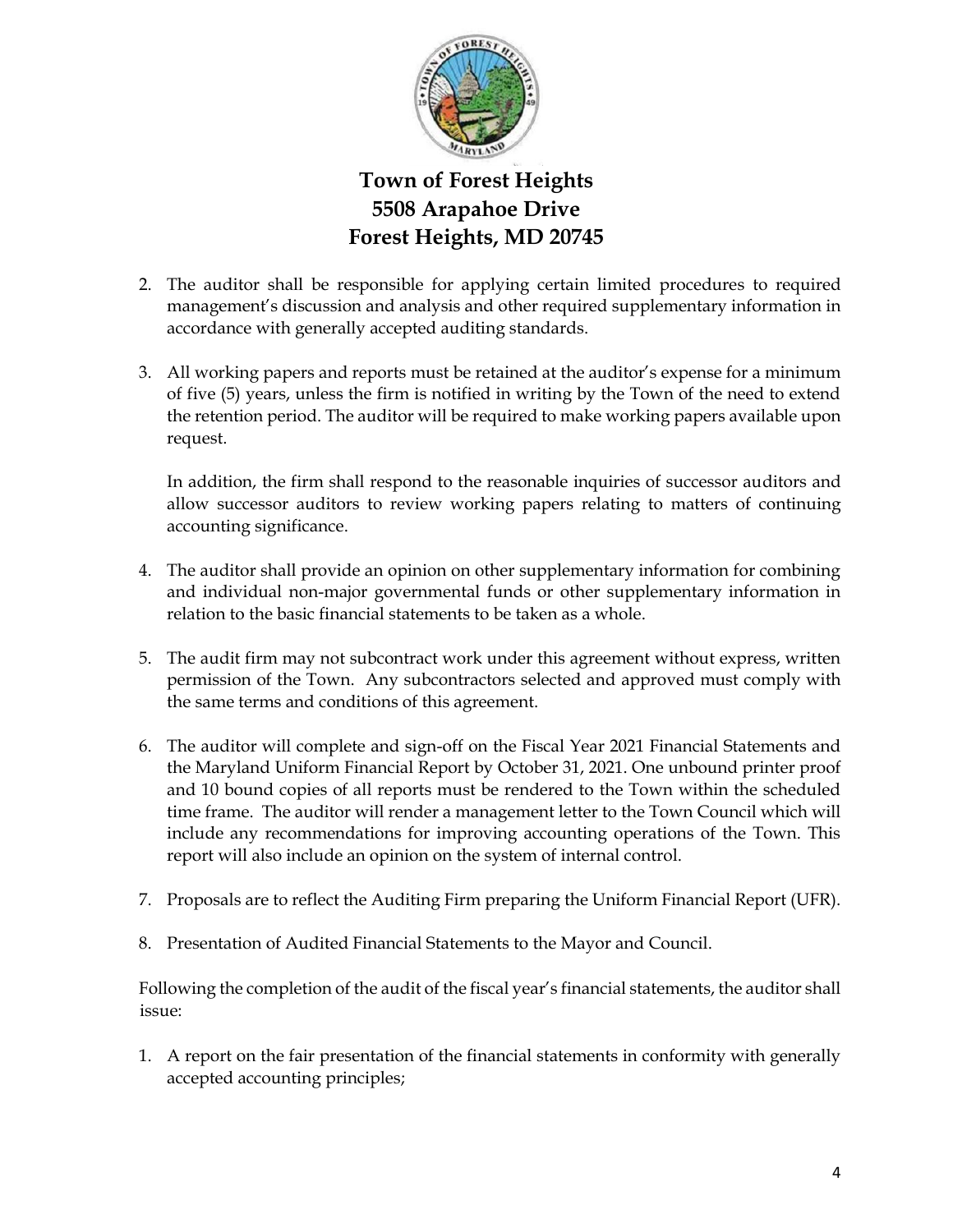# Town of Forest Heights
# 5508 Arapahoe Drive
# Forest Heights, MD 20745

2. The auditor shall be responsible for applying certain limited procedures to required management's discussion and analysis and other required supplementary information in accordance with generally accepted auditing standards.

3. All working papers and reports must be retained at the auditor's expense for a minimum of five (5) years, unless the firm is notified in writing by the Town of the need to extend the retention period. The auditor will be required to make working papers available upon request.

   In addition, the firm shall respond to the reasonable inquiries of successor auditors and allow successor auditors to review working papers relating to matters of continuing accounting significance.

4. The auditor shall provide an opinion on other supplementary information for combining and individual non-major governmental funds or other supplementary information in relation to the basic financial statements to be taken as a whole.

5. The audit firm may not subcontract work under this agreement without express, written permission of the Town. Any subcontractors selected and approved must comply with the same terms and conditions of this agreement.

6. The auditor will complete and sign-off on the Fiscal Year 2021 Financial Statements and the Maryland Uniform Financial Report by October 31, 2021. One unbound printer proof and 10 bound copies of all reports must be rendered to the Town within the scheduled time frame. The auditor will render a management letter to the Town Council which will include any recommendations for improving accounting operations of the Town. This report will also include an opinion on the system of internal control.

7. Proposals are to reflect the Auditing Firm preparing the Uniform Financial Report (UFR).

8. Presentation of Audited Financial Statements to the Mayor and Council.

Following the completion of the audit of the fiscal year's financial statements, the auditor shall issue:

1. A report on the fair presentation of the financial statements in conformity with generally accepted accounting principles;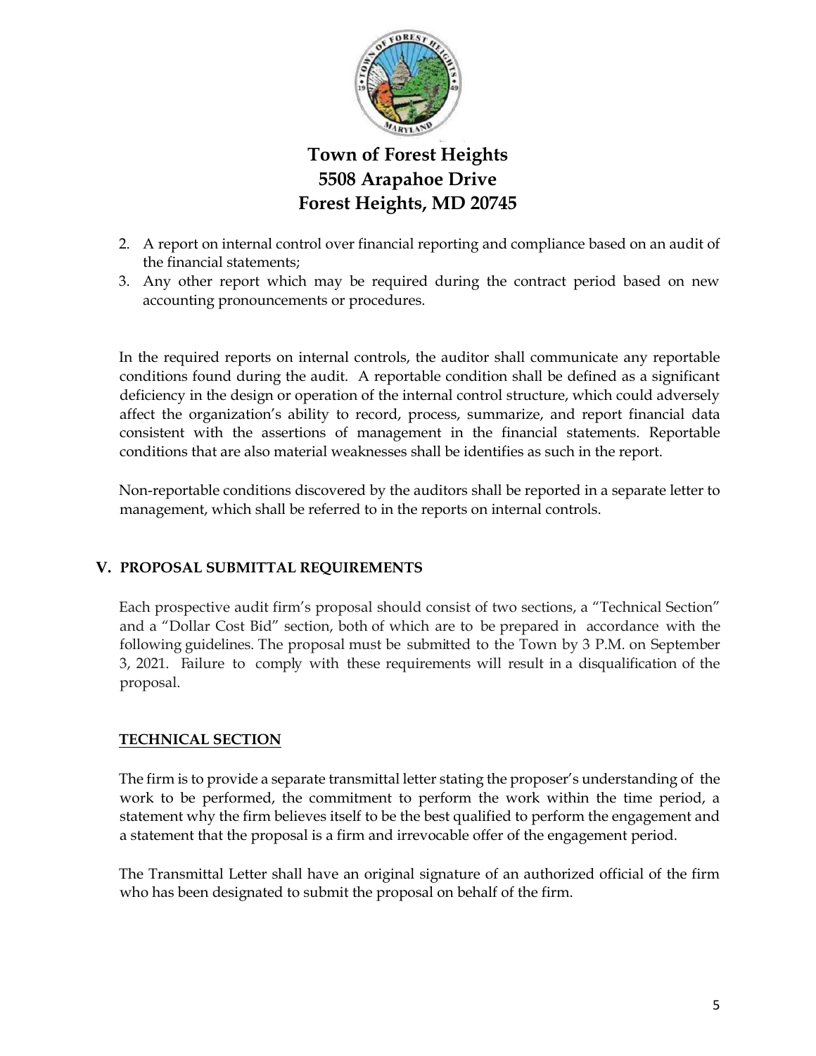2. A report on internal control over financial reporting and compliance based on an audit of the financial statements;
3. Any other report which may be required during the contract period based on new accounting pronouncements or procedures.

In the required reports on internal controls, the auditor shall communicate any reportable conditions found during the audit. A reportable condition shall be defined as a significant deficiency in the design or operation of the internal control structure, which could adversely affect the organization's ability to record, process, summarize, and report financial data consistent with the assertions of management in the financial statements. Reportable conditions that are also material weaknesses shall be identifies as such in the report.

Non-reportable conditions discovered by the auditors shall be reported in a separate letter to management, which shall be referred to in the reports on internal controls.

## V. PROPOSAL SUBMITTAL REQUIREMENTS

Each prospective audit firm's proposal should consist of two sections, a "Technical Section" and a "Dollar Cost Bid" section, both of which are to be prepared in accordance with the following guidelines. The proposal must be submitted to the Town by 3 P.M. on September 3, 2021. Failure to comply with these requirements will result in a disqualification of the proposal.

### TECHNICAL SECTION

The firm is to provide a separate transmittal letter stating the proposer's understanding of the work to be performed, the commitment to perform the work within the time period, a statement why the firm believes itself to be the best qualified to perform the engagement and a statement that the proposal is a firm and irrevocable offer of the engagement period.

The Transmittal Letter shall have an original signature of an authorized official of the firm who has been designated to submit the proposal on behalf of the firm.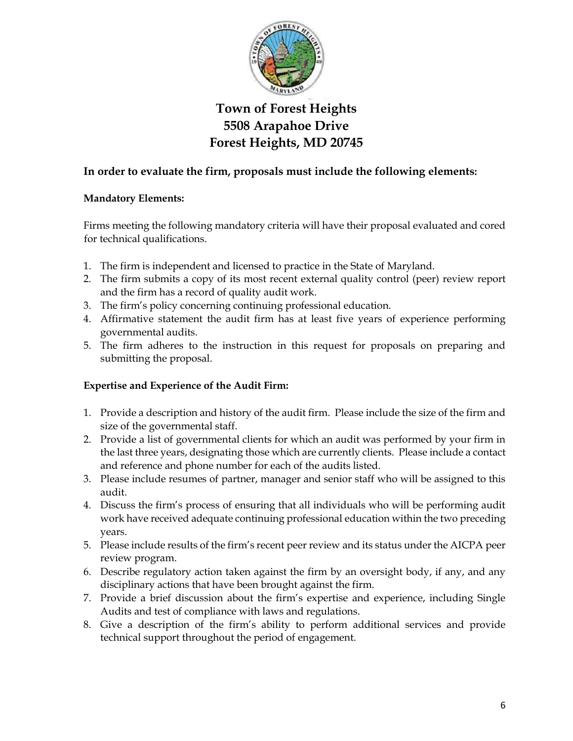# Town of Forest Heights
# 5508 Arapahoe Drive
# Forest Heights, MD 20745

## In order to evaluate the firm, proposals must include the following elements:

### Mandatory Elements:

Firms meeting the following mandatory criteria will have their proposal evaluated and cored for technical qualifications.

1. The firm is independent and licensed to practice in the State of Maryland.
2. The firm submits a copy of its most recent external quality control (peer) review report and the firm has a record of quality audit work.
3. The firm's policy concerning continuing professional education.
4. Affirmative statement the audit firm has at least five years of experience performing governmental audits.
5. The firm adheres to the instruction in this request for proposals on preparing and submitting the proposal.

### Expertise and Experience of the Audit Firm:

1. Provide a description and history of the audit firm. Please include the size of the firm and size of the governmental staff.
2. Provide a list of governmental clients for which an audit was performed by your firm in the last three years, designating those which are currently clients. Please include a contact and reference and phone number for each of the audits listed.
3. Please include resumes of partner, manager and senior staff who will be assigned to this audit.
4. Discuss the firm's process of ensuring that all individuals who will be performing audit work have received adequate continuing professional education within the two preceding years.
5. Please include results of the firm's recent peer review and its status under the AICPA peer review program.
6. Describe regulatory action taken against the firm by an oversight body, if any, and any disciplinary actions that have been brought against the firm.
7. Provide a brief discussion about the firm's expertise and experience, including Single Audits and test of compliance with laws and regulations.
8. Give a description of the firm's ability to perform additional services and provide technical support throughout the period of engagement.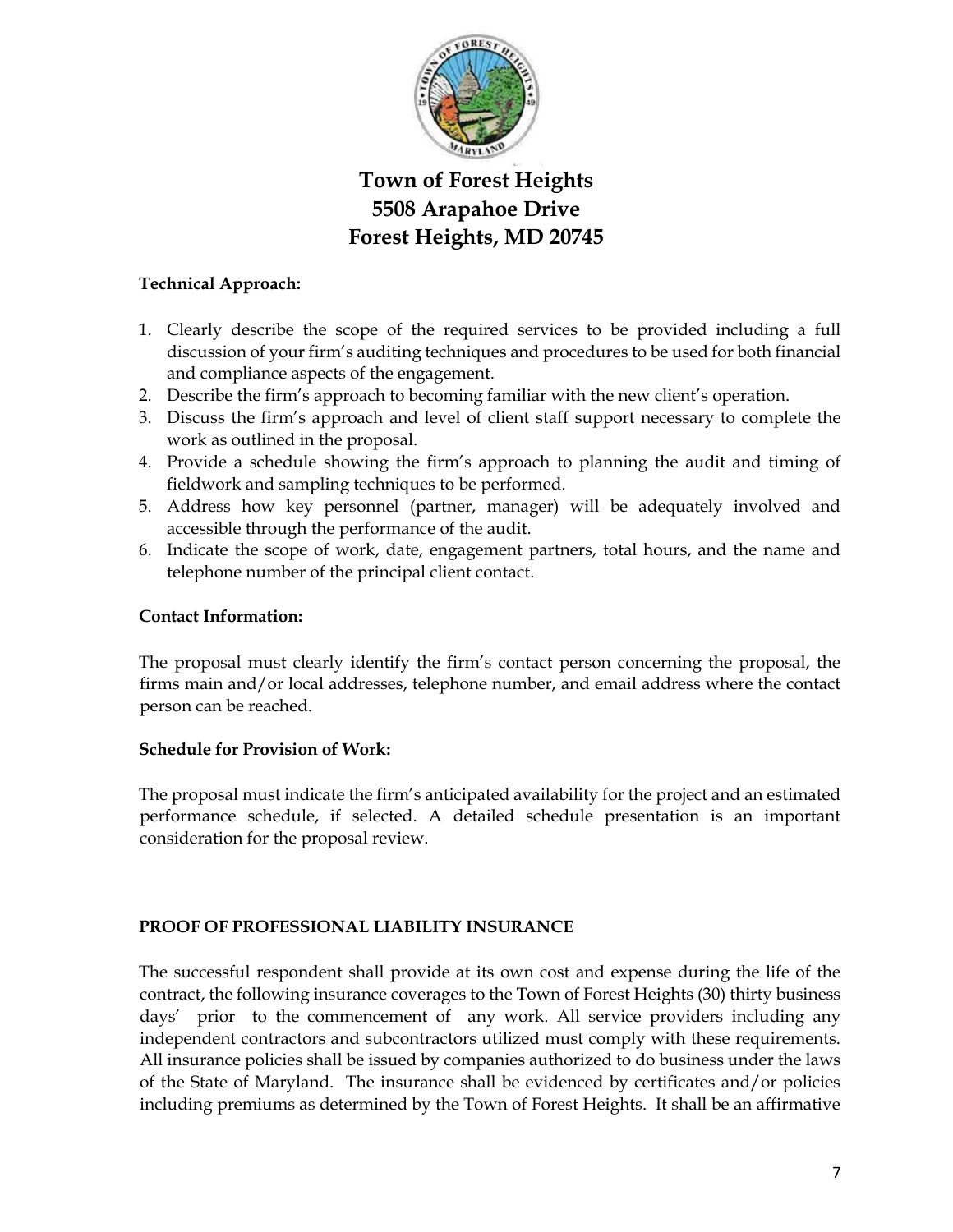# Town of Forest Heights
# 5508 Arapahoe Drive
# Forest Heights, MD 20745

**Technical Approach:**

1. Clearly describe the scope of the required services to be provided including a full discussion of your firm's auditing techniques and procedures to be used for both financial and compliance aspects of the engagement.
2. Describe the firm's approach to becoming familiar with the new client's operation.
3. Discuss the firm's approach and level of client staff support necessary to complete the work as outlined in the proposal.
4. Provide a schedule showing the firm's approach to planning the audit and timing of fieldwork and sampling techniques to be performed.
5. Address how key personnel (partner, manager) will be adequately involved and accessible through the performance of the audit.
6. Indicate the scope of work, date, engagement partners, total hours, and the name and telephone number of the principal client contact.

**Contact Information:**

The proposal must clearly identify the firm's contact person concerning the proposal, the firms main and/or local addresses, telephone number, and email address where the contact person can be reached.

**Schedule for Provision of Work:**

The proposal must indicate the firm's anticipated availability for the project and an estimated performance schedule, if selected. A detailed schedule presentation is an important consideration for the proposal review.

**PROOF OF PROFESSIONAL LIABILITY INSURANCE**

The successful respondent shall provide at its own cost and expense during the life of the contract, the following insurance coverages to the Town of Forest Heights (30) thirty business days' prior to the commencement of any work. All service providers including any independent contractors and subcontractors utilized must comply with these requirements. All insurance policies shall be issued by companies authorized to do business under the laws of the State of Maryland. The insurance shall be evidenced by certificates and/or policies including premiums as determined by the Town of Forest Heights. It shall be an affirmative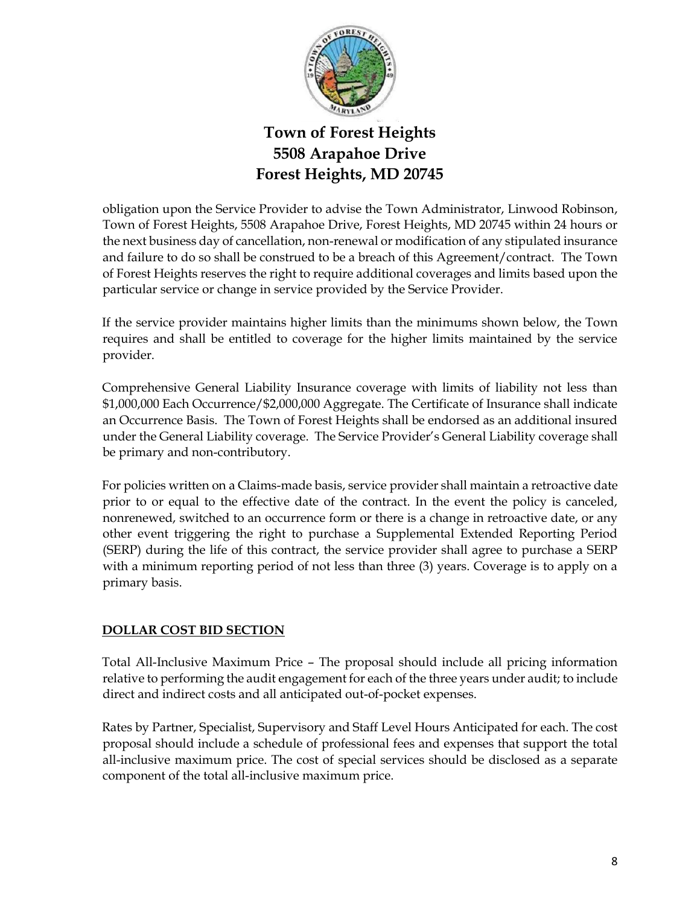obligation upon the Service Provider to advise the Town Administrator, Linwood Robinson, Town of Forest Heights, 5508 Arapahoe Drive, Forest Heights, MD 20745 within 24 hours or the next business day of cancellation, non-renewal or modification of any stipulated insurance and failure to do so shall be construed to be a breach of this Agreement/contract. The Town of Forest Heights reserves the right to require additional coverages and limits based upon the particular service or change in service provided by the Service Provider.

If the service provider maintains higher limits than the minimums shown below, the Town requires and shall be entitled to coverage for the higher limits maintained by the service provider.

Comprehensive General Liability Insurance coverage with limits of liability not less than $1,000,000 Each Occurrence/$2,000,000 Aggregate. The Certificate of Insurance shall indicate an Occurrence Basis. The Town of Forest Heights shall be endorsed as an additional insured under the General Liability coverage. The Service Provider's General Liability coverage shall be primary and non-contributory.

For policies written on a Claims-made basis, service provider shall maintain a retroactive date prior to or equal to the effective date of the contract. In the event the policy is canceled, nonrenewed, switched to an occurrence form or there is a change in retroactive date, or any other event triggering the right to purchase a Supplemental Extended Reporting Period (SERP) during the life of this contract, the service provider shall agree to purchase a SERP with a minimum reporting period of not less than three (3) years. Coverage is to apply on a primary basis.

**DOLLAR COST BID SECTION**

Total All-Inclusive Maximum Price – The proposal should include all pricing information relative to performing the audit engagement for each of the three years under audit; to include direct and indirect costs and all anticipated out-of-pocket expenses.

Rates by Partner, Specialist, Supervisory and Staff Level Hours Anticipated for each. The cost proposal should include a schedule of professional fees and expenses that support the total all-inclusive maximum price. The cost of special services should be disclosed as a separate component of the total all-inclusive maximum price.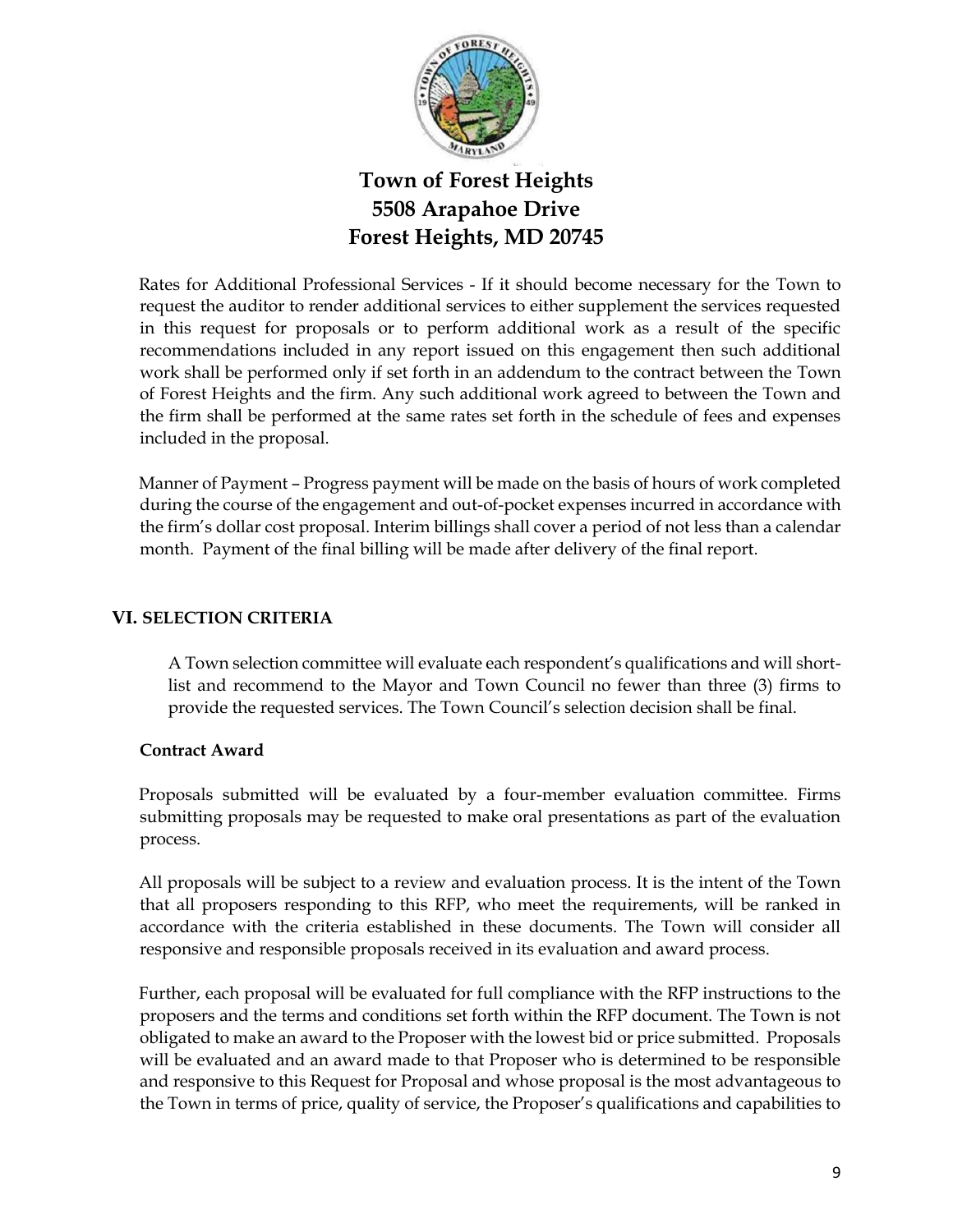Rates for Additional Professional Services - If it should become necessary for the Town to request the auditor to render additional services to either supplement the services requested in this request for proposals or to perform additional work as a result of the specific recommendations included in any report issued on this engagement then such additional work shall be performed only if set forth in an addendum to the contract between the Town of Forest Heights and the firm. Any such additional work agreed to between the Town and the firm shall be performed at the same rates set forth in the schedule of fees and expenses included in the proposal.

Manner of Payment – Progress payment will be made on the basis of hours of work completed during the course of the engagement and out-of-pocket expenses incurred in accordance with the firm's dollar cost proposal. Interim billings shall cover a period of not less than a calendar month. Payment of the final billing will be made after delivery of the final report.

## VI. SELECTION CRITERIA

A Town selection committee will evaluate each respondent's qualifications and will short-list and recommend to the Mayor and Town Council no fewer than three (3) firms to provide the requested services. The Town Council's selection decision shall be final.

### Contract Award

Proposals submitted will be evaluated by a four-member evaluation committee. Firms submitting proposals may be requested to make oral presentations as part of the evaluation process.

All proposals will be subject to a review and evaluation process. It is the intent of the Town that all proposers responding to this RFP, who meet the requirements, will be ranked in accordance with the criteria established in these documents. The Town will consider all responsive and responsible proposals received in its evaluation and award process.

Further, each proposal will be evaluated for full compliance with the RFP instructions to the proposers and the terms and conditions set forth within the RFP document. The Town is not obligated to make an award to the Proposer with the lowest bid or price submitted. Proposals will be evaluated and an award made to that Proposer who is determined to be responsible and responsive to this Request for Proposal and whose proposal is the most advantageous to the Town in terms of price, quality of service, the Proposer's qualifications and capabilities to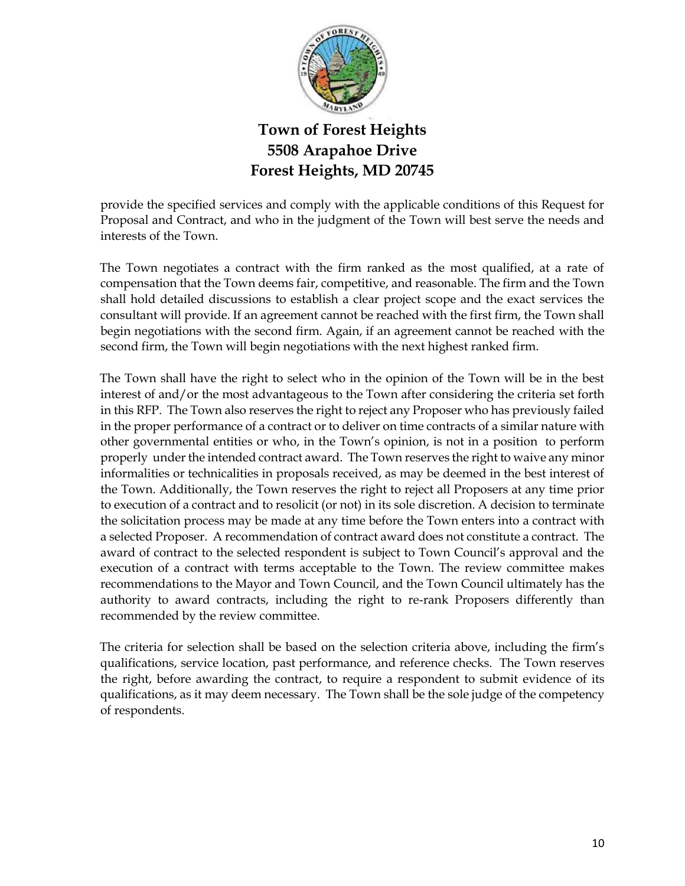# Town of Forest Heights
# 5508 Arapahoe Drive
# Forest Heights, MD 20745

provide the specified services and comply with the applicable conditions of this Request for Proposal and Contract, and who in the judgment of the Town will best serve the needs and interests of the Town.

The Town negotiates a contract with the firm ranked as the most qualified, at a rate of compensation that the Town deems fair, competitive, and reasonable. The firm and the Town shall hold detailed discussions to establish a clear project scope and the exact services the consultant will provide. If an agreement cannot be reached with the first firm, the Town shall begin negotiations with the second firm. Again, if an agreement cannot be reached with the second firm, the Town will begin negotiations with the next highest ranked firm.

The Town shall have the right to select who in the opinion of the Town will be in the best interest of and/or the most advantageous to the Town after considering the criteria set forth in this RFP. The Town also reserves the right to reject any Proposer who has previously failed in the proper performance of a contract or to deliver on time contracts of a similar nature with other governmental entities or who, in the Town's opinion, is not in a position to perform properly under the intended contract award. The Town reserves the right to waive any minor informalities or technicalities in proposals received, as may be deemed in the best interest of the Town. Additionally, the Town reserves the right to reject all Proposers at any time prior to execution of a contract and to resolicit (or not) in its sole discretion. A decision to terminate the solicitation process may be made at any time before the Town enters into a contract with a selected Proposer. A recommendation of contract award does not constitute a contract. The award of contract to the selected respondent is subject to Town Council's approval and the execution of a contract with terms acceptable to the Town. The review committee makes recommendations to the Mayor and Town Council, and the Town Council ultimately has the authority to award contracts, including the right to re-rank Proposers differently than recommended by the review committee.

The criteria for selection shall be based on the selection criteria above, including the firm's qualifications, service location, past performance, and reference checks. The Town reserves the right, before awarding the contract, to require a respondent to submit evidence of its qualifications, as it may deem necessary. The Town shall be the sole judge of the competency of respondents.